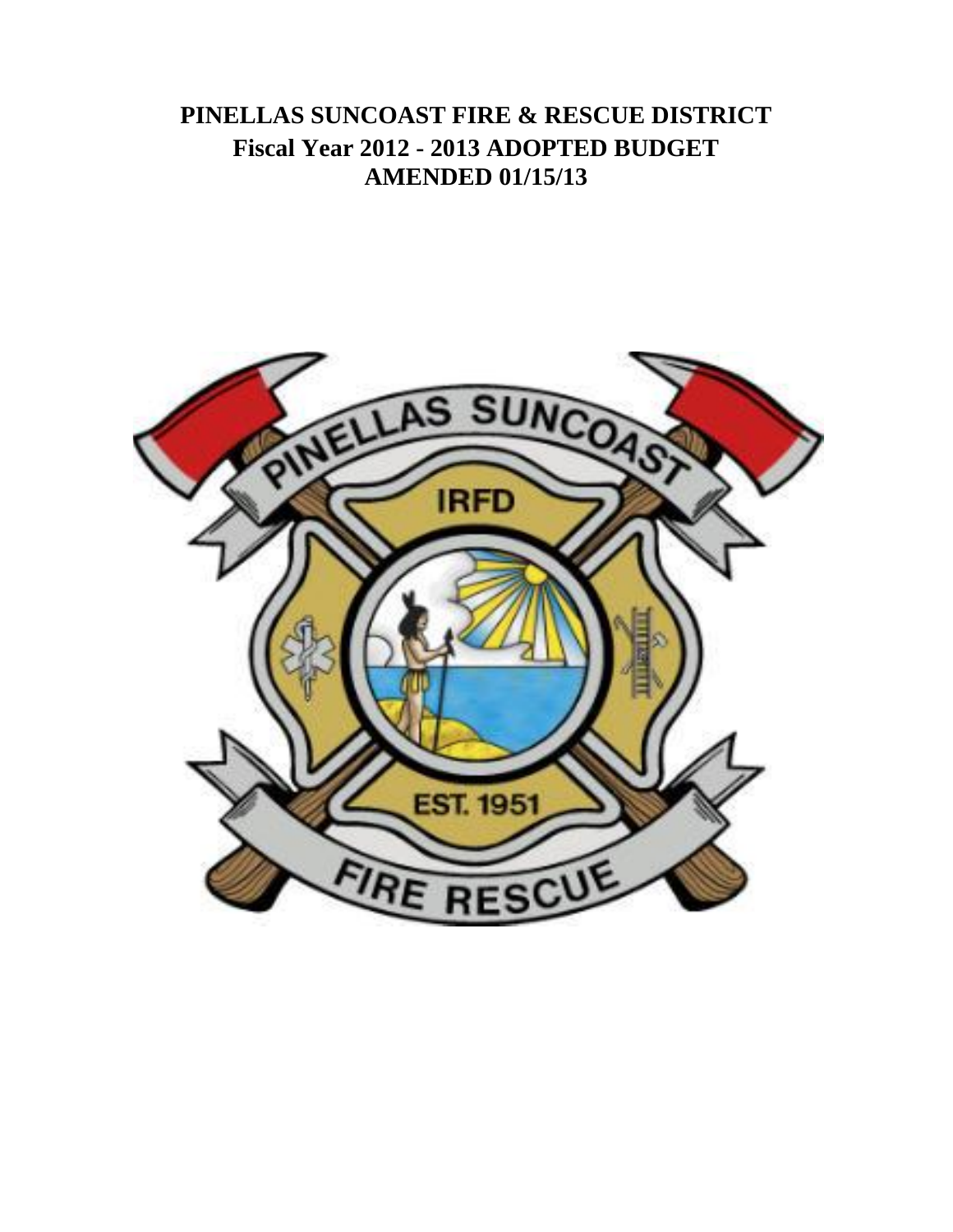# PINELLAS SUNCOAST FIRE & RESCUE DISTRICT

## Fiscal Year 2012 - 2013 ADOPTED BUDGET

## AMENDED 01/15/13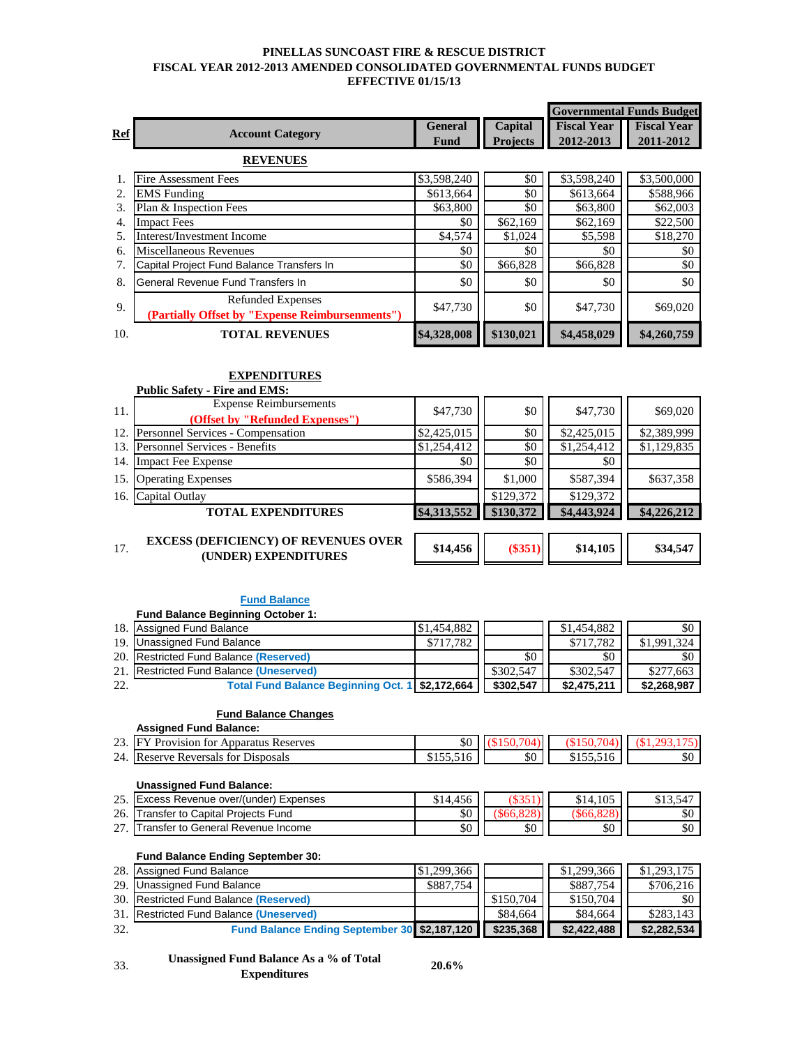**PINELLAS SUNCOAST FIRE & RESCUE DISTRICT**
**FISCAL YEAR 2012-2013 AMENDED CONSOLIDATED GOVERNMENTAL FUNDS BUDGET**
**EFFECTIVE 01/15/13**

| Ref | Account Category | General Fund | Capital Projects | Governmental Funds Budget Fiscal Year 2012-2013 | Fiscal Year 2011-2012 |
|---|---|---|---|---|---|
| | **REVENUES** | | | | |
| 1. | Fire Assessment Fees | $3,598,240 | $0 | $3,598,240 | $3,500,000 |
| 2. | EMS Funding | $613,664 | $0 | $613,664 | $588,966 |
| 3. | Plan & Inspection Fees | $63,800 | $0 | $63,800 | $62,003 |
| 4. | Impact Fees | $0 | $62,169 | $62,169 | $22,500 |
| 5. | Interest/Investment Income | $4,574 | $1,024 | $5,598 | $18,270 |
| 6. | Miscellaneous Revenues | $0 | $0 | $0 | $0 |
| 7. | Capital Project Fund Balance Transfers In | $0 | $66,828 | $66,828 | $0 |
| 8. | General Revenue Fund Transfers In | $0 | $0 | $0 | $0 |
| 9. | Refunded Expenses (Partially Offset by "Expense Reimbursements") | $47,730 | $0 | $47,730 | $69,020 |
| 10. | **TOTAL REVENUES** | **$4,328,008** | **$130,021** | **$4,458,029** | **$4,260,759** |
| | **EXPENDITURES** | | | | |
| | **Public Safety - Fire and EMS:** | | | | |
| 11. | Expense Reimbursements (Offset by "Refunded Expenses") | $47,730 | $0 | $47,730 | $69,020 |
| 12. | Personnel Services - Compensation | $2,425,015 | $0 | $2,425,015 | $2,389,999 |
| 13. | Personnel Services - Benefits | $1,254,412 | $0 | $1,254,412 | $1,129,835 |
| 14. | Impact Fee Expense | $0 | $0 | $0 | |
| 15. | Operating Expenses | $586,394 | $1,000 | $587,394 | $637,358 |
| 16. | Capital Outlay | | $129,372 | $129,372 | |
| | **TOTAL EXPENDITURES** | **$4,313,552** | **$130,372** | **$4,443,924** | **$4,226,212** |
| 17. | **EXCESS (DEFICIENCY) OF REVENUES OVER (UNDER) EXPENDITURES** | **$14,456** | **($351)** | **$14,105** | **$34,547** |

**Fund Balance**

| Ref | Account Category | General Fund | Capital Projects | Fiscal Year 2012-2013 | Fiscal Year 2011-2012 |
|---|---|---|---|---|---|
| | **Fund Balance Beginning October 1:** | | | | |
| 18. | Assigned Fund Balance | $1,454,882 | | $1,454,882 | $0 |
| 19. | Unassigned Fund Balance | $717,782 | | $717,782 | $1,991,324 |
| 20. | Restricted Fund Balance (Reserved) | | $0 | $0 | $0 |
| 21. | Restricted Fund Balance (Uneserved) | | $302,547 | $302,547 | $277,663 |
| 22. | **Total Fund Balance Beginning Oct. 1** | **$2,172,664** | **$302,547** | **$2,475,211** | **$2,268,987** |
| | **Fund Balance Changes** | | | | |
| | **Assigned Fund Balance:** | | | | |
| 23. | FY Provision for Apparatus Reserves | $0 | ($150,704) | ($150,704) | ($1,293,175) |
| 24. | Reserve Reversals for Disposals | $155,516 | $0 | $155,516 | $0 |
| | **Unassigned Fund Balance:** | | | | |
| 25. | Excess Revenue over/(under) Expenses | $14,456 | ($351) | $14,105 | $13,547 |
| 26. | Transfer to Capital Projects Fund | $0 | ($66,828) | ($66,828) | $0 |
| 27. | Transfer to General Revenue Income | $0 | $0 | $0 | $0 |
| | **Fund Balance Ending September 30:** | | | | |
| 28. | Assigned Fund Balance | $1,299,366 | | $1,299,366 | $1,293,175 |
| 29. | Unassigned Fund Balance | $887,754 | | $887,754 | $706,216 |
| 30. | Restricted Fund Balance (Reserved) | | $150,704 | $150,704 | $0 |
| 31. | Restricted Fund Balance (Uneserved) | | $84,664 | $84,664 | $283,143 |
| 32. | **Fund Balance Ending September 30** | **$2,187,120** | **$235,368** | **$2,422,488** | **$2,282,534** |
| 33. | **Unassigned Fund Balance As a % of Total Expenditures** | **20.6%** | | | |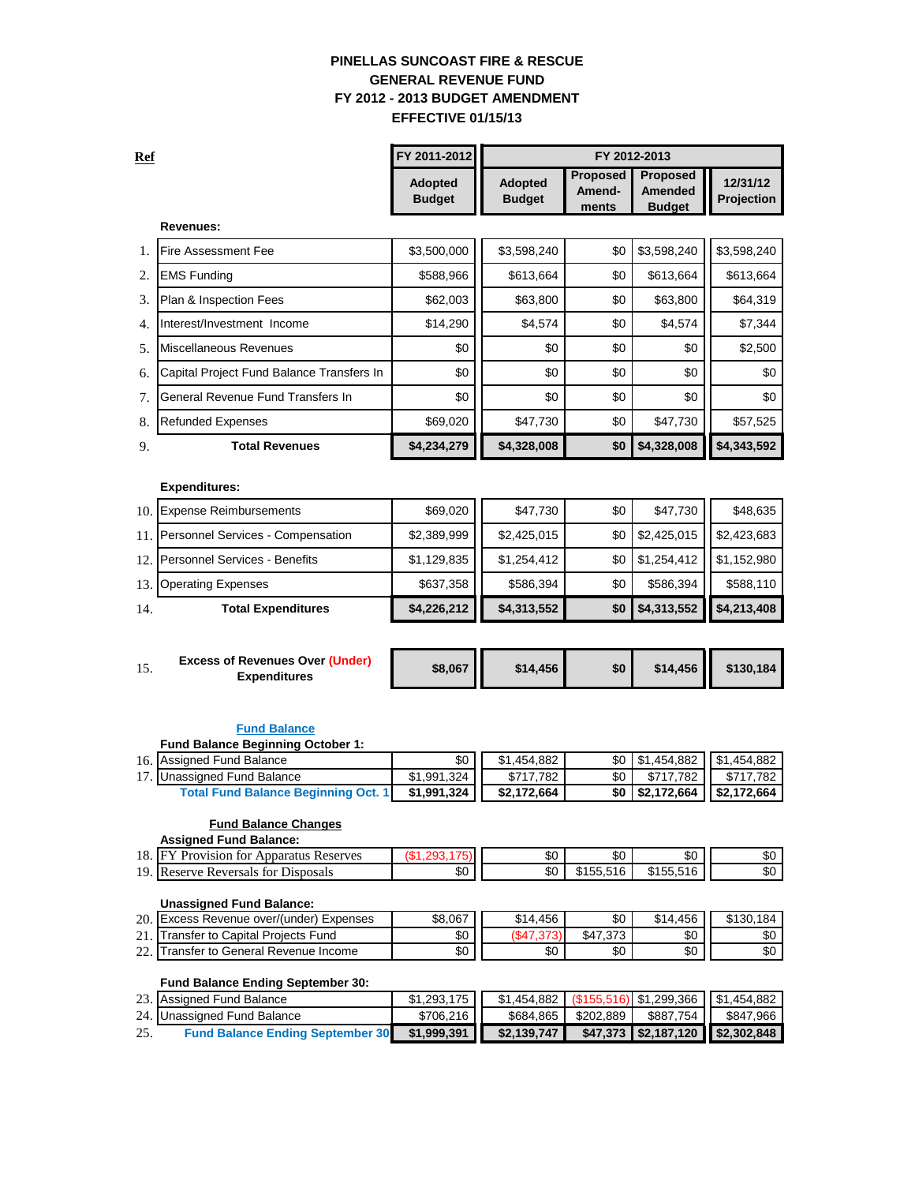# PINELLAS SUNCOAST FIRE & RESCUE
## GENERAL REVENUE FUND
## FY 2012 - 2013 BUDGET AMENDMENT
## EFFECTIVE 01/15/13

| Ref | | FY 2011-2012 | FY 2012-2013 | | | |
|---|---|---|---|---|---|---|
| | | Adopted Budget | Adopted Budget | Proposed Amend-ments | Proposed Amended Budget | 12/31/12 Projection |
| | **Revenues:** | | | | | |
| 1. | Fire Assessment Fee | $3,500,000 | $3,598,240 | $0 | $3,598,240 | $3,598,240 |
| 2. | EMS Funding | $588,966 | $613,664 | $0 | $613,664 | $613,664 |
| 3. | Plan & Inspection Fees | $62,003 | $63,800 | $0 | $63,800 | $64,319 |
| 4. | Interest/Investment Income | $14,290 | $4,574 | $0 | $4,574 | $7,344 |
| 5. | Miscellaneous Revenues | $0 | $0 | $0 | $0 | $2,500 |
| 6. | Capital Project Fund Balance Transfers In | $0 | $0 | $0 | $0 | $0 |
| 7. | General Revenue Fund Transfers In | $0 | $0 | $0 | $0 | $0 |
| 8. | Refunded Expenses | $69,020 | $47,730 | $0 | $47,730 | $57,525 |
| 9. | **Total Revenues** | **$4,234,279** | **$4,328,008** | **$0** | **$4,328,008** | **$4,343,592** |
| | **Expenditures:** | | | | | |
| 10. | Expense Reimbursements | $69,020 | $47,730 | $0 | $47,730 | $48,635 |
| 11. | Personnel Services - Compensation | $2,389,999 | $2,425,015 | $0 | $2,425,015 | $2,423,683 |
| 12. | Personnel Services - Benefits | $1,129,835 | $1,254,412 | $0 | $1,254,412 | $1,152,980 |
| 13. | Operating Expenses | $637,358 | $586,394 | $0 | $586,394 | $588,110 |
| 14. | **Total Expenditures** | **$4,226,212** | **$4,313,552** | **$0** | **$4,313,552** | **$4,213,408** |
| 15. | **Excess of Revenues Over (Under) Expenditures** | **$8,067** | **$14,456** | **$0** | **$14,456** | **$130,184** |
| | **Fund Balance** | | | | | |
| | **Fund Balance Beginning October 1:** | | | | | |
| 16. | Assigned Fund Balance | $0 | $1,454,882 | $0 | $1,454,882 | $1,454,882 |
| 17. | Unassigned Fund Balance | $1,991,324 | $717,782 | $0 | $717,782 | $717,782 |
| | **Total Fund Balance Beginning Oct. 1** | **$1,991,324** | **$2,172,664** | **$0** | **$2,172,664** | **$2,172,664** |
| | **Fund Balance Changes** | | | | | |
| | **Assigned Fund Balance:** | | | | | |
| 18. | FY Provision for Apparatus Reserves | ($1,293,175) | $0 | $0 | $0 | $0 |
| 19. | Reserve Reversals for Disposals | $0 | $0 | $155,516 | $155,516 | $0 |
| | **Unassigned Fund Balance:** | | | | | |
| 20. | Excess Revenue over/(under) Expenses | $8,067 | $14,456 | $0 | $14,456 | $130,184 |
| 21. | Transfer to Capital Projects Fund | $0 | ($47,373) | $47,373 | $0 | $0 |
| 22. | Transfer to General Revenue Income | $0 | $0 | $0 | $0 | $0 |
| | **Fund Balance Ending September 30:** | | | | | |
| 23. | Assigned Fund Balance | $1,293,175 | $1,454,882 | ($155,516) | $1,299,366 | $1,454,882 |
| 24. | Unassigned Fund Balance | $706,216 | $684,865 | $202,889 | $887,754 | $847,966 |
| 25. | **Fund Balance Ending September 30** | **$1,999,391** | **$2,139,747** | **$47,373** | **$2,187,120** | **$2,302,848** |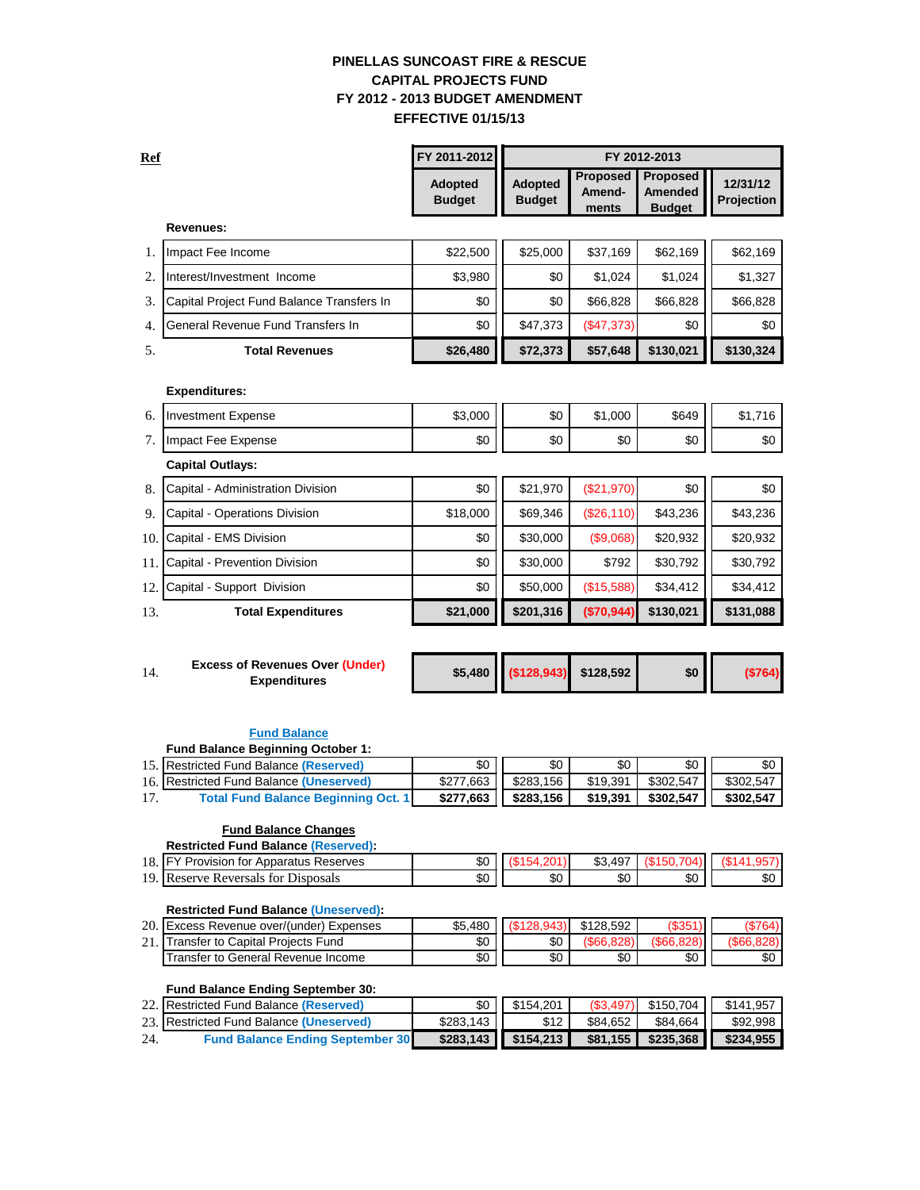**PINELLAS SUNCOAST FIRE & RESCUE**
**CAPITAL PROJECTS FUND**
**FY 2012 - 2013 BUDGET AMENDMENT**
**EFFECTIVE 01/15/13**

| Ref | | FY 2011-2012 | FY 2012-2013 | | | |
|---|---|---|---|---|---|---|
| | | Adopted Budget | Adopted Budget | Proposed Amend-ments | Proposed Amended Budget | 12/31/12 Projection |
| | **Revenues:** | | | | | |
| 1. | Impact Fee Income | $22,500 | $25,000 | $37,169 | $62,169 | $62,169 |
| 2. | Interest/Investment Income | $3,980 | $0 | $1,024 | $1,024 | $1,327 |
| 3. | Capital Project Fund Balance Transfers In | $0 | $0 | $66,828 | $66,828 | $66,828 |
| 4. | General Revenue Fund Transfers In | $0 | $47,373 | ($47,373) | $0 | $0 |
| 5. | **Total Revenues** | **$26,480** | **$72,373** | **$57,648** | **$130,021** | **$130,324** |
| | **Expenditures:** | | | | | |
| 6. | Investment Expense | $3,000 | $0 | $1,000 | $649 | $1,716 |
| 7. | Impact Fee Expense | $0 | $0 | $0 | $0 | $0 |
| | **Capital Outlays:** | | | | | |
| 8. | Capital - Administration Division | $0 | $21,970 | ($21,970) | $0 | $0 |
| 9. | Capital - Operations Division | $18,000 | $69,346 | ($26,110) | $43,236 | $43,236 |
| 10. | Capital - EMS Division | $0 | $30,000 | ($9,068) | $20,932 | $20,932 |
| 11. | Capital - Prevention Division | $0 | $30,000 | $792 | $30,792 | $30,792 |
| 12. | Capital - Support Division | $0 | $50,000 | ($15,588) | $34,412 | $34,412 |
| 13. | **Total Expenditures** | **$21,000** | **$201,316** | **($70,944)** | **$130,021** | **$131,088** |
| 14. | **Excess of Revenues Over (Under) Expenditures** | **$5,480** | **($128,943)** | **$128,592** | **$0** | **($764)** |
| | **Fund Balance** | | | | | |
| | **Fund Balance Beginning October 1:** | | | | | |
| 15. | Restricted Fund Balance **(Reserved)** | $0 | $0 | $0 | $0 | $0 |
| 16. | Restricted Fund Balance **(Unreserved)** | $277,663 | $283,156 | $19,391 | $302,547 | $302,547 |
| 17. | **Total Fund Balance Beginning Oct. 1** | **$277,663** | **$283,156** | **$19,391** | **$302,547** | **$302,547** |
| | **Fund Balance Changes** | | | | | |
| | **Restricted Fund Balance (Reserved):** | | | | | |
| 18. | FY Provision for Apparatus Reserves | $0 | ($154,201) | $3,497 | ($150,704) | ($141,957) |
| 19. | Reserve Reversals for Disposals | $0 | $0 | $0 | $0 | $0 |
| | **Restricted Fund Balance (Unreserved):** | | | | | |
| 20. | Excess Revenue over/(under) Expenses | $5,480 | ($128,943) | $128,592 | ($351) | ($764) |
| 21. | Transfer to Capital Projects Fund | $0 | $0 | ($66,828) | ($66,828) | ($66,828) |
| | Transfer to General Revenue Income | $0 | $0 | $0 | $0 | $0 |
| | **Fund Balance Ending September 30:** | | | | | |
| 22. | Restricted Fund Balance **(Reserved)** | $0 | $154,201 | ($3,497) | $150,704 | $141,957 |
| 23. | Restricted Fund Balance **(Unreserved)** | $283,143 | $12 | $84,652 | $84,664 | $92,998 |
| 24. | **Fund Balance Ending September 30** | **$283,143** | **$154,213** | **$81,155** | **$235,368** | **$234,955** |